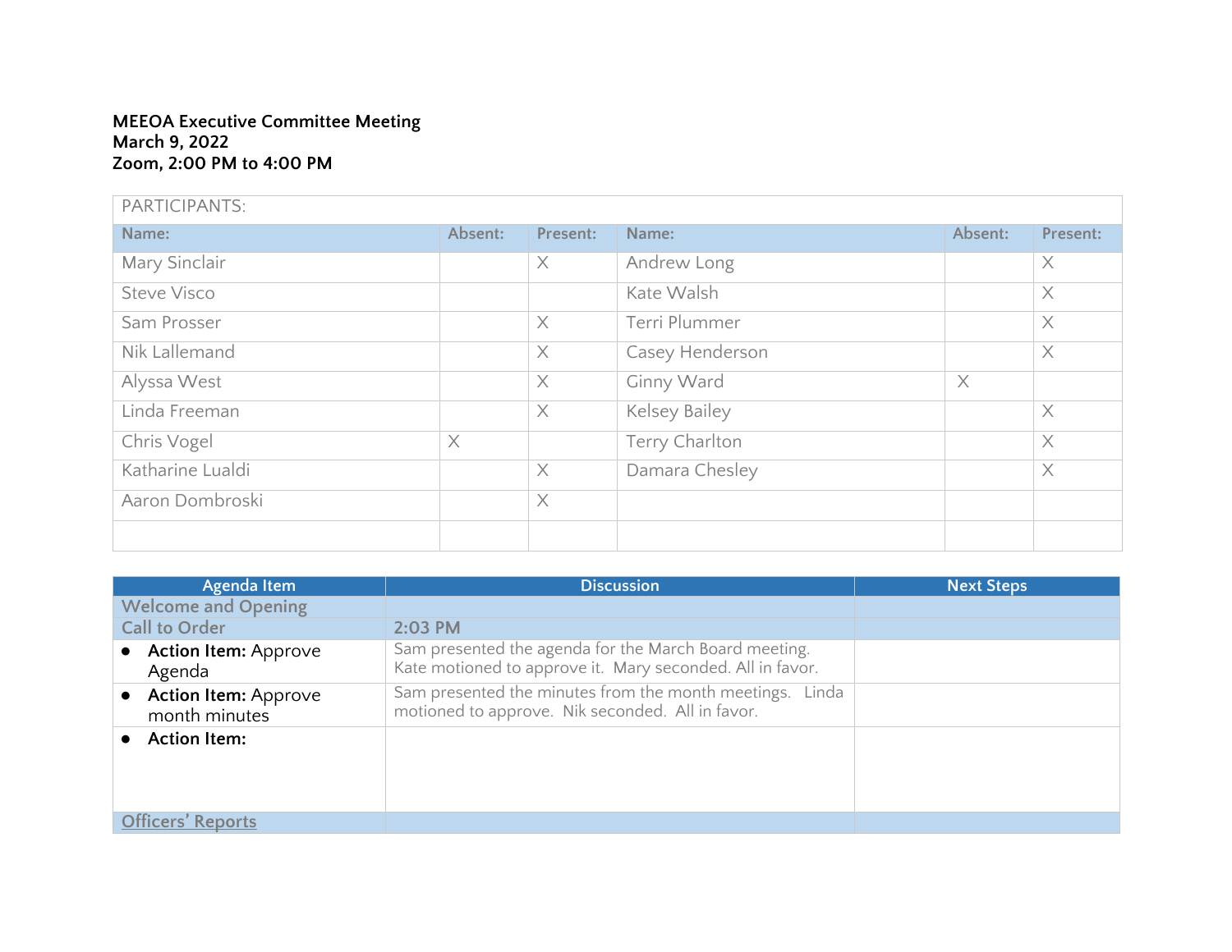**MEEOA Executive Committee Meeting**
**March 9, 2022**
**Zoom, 2:00 PM to 4:00 PM**

| PARTICIPANTS: | | | | | |
|---|---|---|---|---|---|
| **Name:** | **Absent:** | **Present:** | **Name:** | **Absent:** | **Present:** |
| Mary Sinclair | | X | Andrew Long | | X |
| Steve Visco | | | Kate Walsh | | X |
| Sam Prosser | | X | Terri Plummer | | X |
| Nik Lallemand | | X | Casey Henderson | | X |
| Alyssa West | | X | Ginny Ward | X | |
| Linda Freeman | | X | Kelsey Bailey | | X |
| Chris Vogel | X | | Terry Charlton | | X |
| Katharine Lualdi | | X | Damara Chesley | | X |
| Aaron Dombroski | | X | | | |
| | | | | | |

| Agenda Item | Discussion | Next Steps |
|---|---|---|
| **Welcome and Opening** | | |
| **Call to Order** | **2:03 PM** | |
| • **Action Item:** Approve Agenda | Sam presented the agenda for the March Board meeting. Kate motioned to approve it. Mary seconded. All in favor. | |
| • **Action Item:** Approve month minutes | Sam presented the minutes from the month meetings. Linda motioned to approve. Nik seconded. All in favor. | |
| • **Action Item:** | | |
| **Officers' Reports** | | |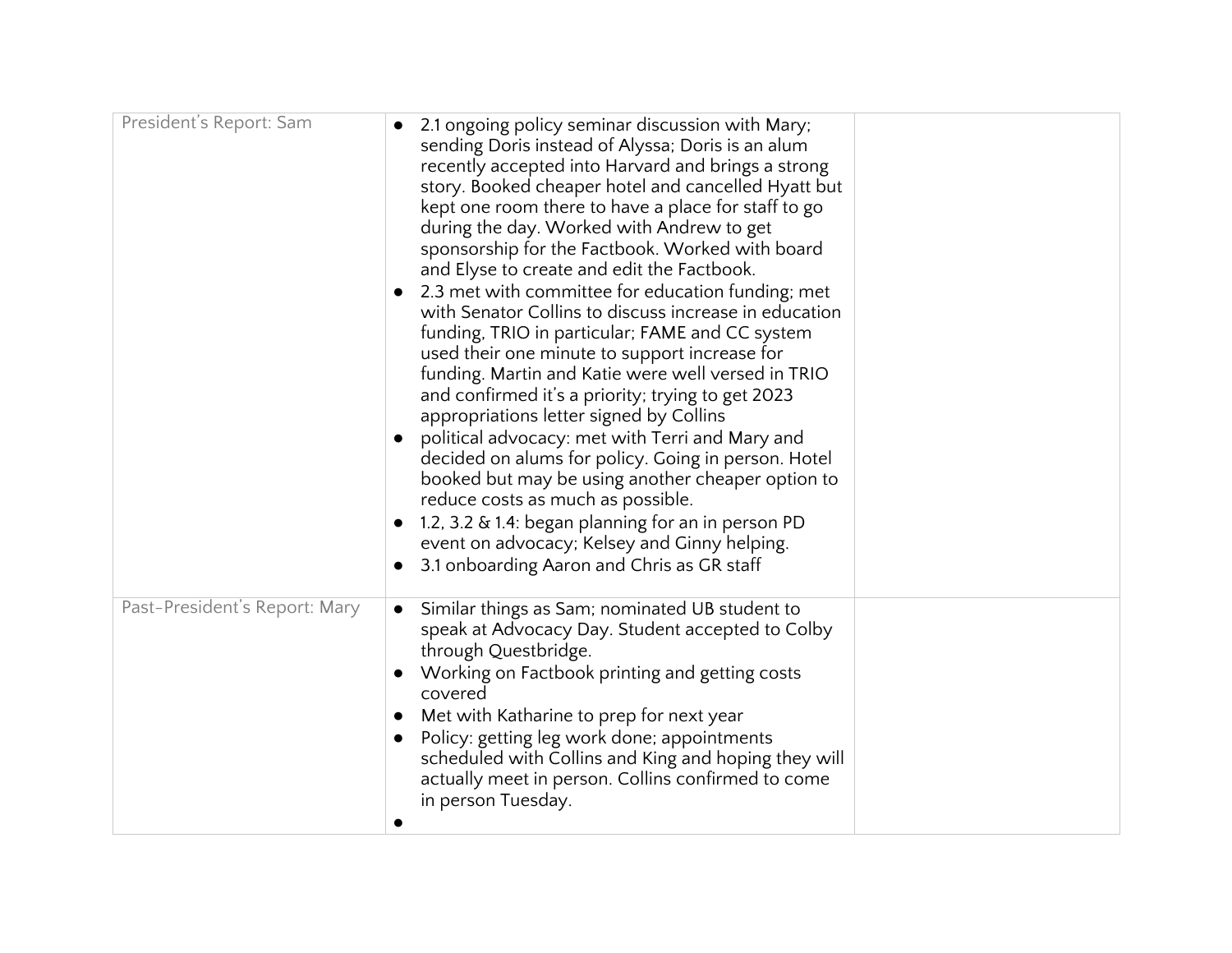| President's Report: Sam | <ul><li>2.1 ongoing policy seminar discussion with Mary; sending Doris instead of Alyssa; Doris is an alum recently accepted into Harvard and brings a strong story. Booked cheaper hotel and cancelled Hyatt but kept one room there to have a place for staff to go during the day. Worked with Andrew to get sponsorship for the Factbook. Worked with board and Elyse to create and edit the Factbook.</li><li>2.3 met with committee for education funding; met with Senator Collins to discuss increase in education funding, TRIO in particular; FAME and CC system used their one minute to support increase for funding. Martin and Katie were well versed in TRIO and confirmed it's a priority; trying to get 2023 appropriations letter signed by Collins</li><li>political advocacy: met with Terri and Mary and decided on alums for policy. Going in person. Hotel booked but may be using another cheaper option to reduce costs as much as possible.</li><li>1.2, 3.2 & 1.4: began planning for an in person PD event on advocacy; Kelsey and Ginny helping.</li><li>3.1 onboarding Aaron and Chris as GR staff</li></ul> | |
|---|---|---|
| Past-President's Report: Mary | <ul><li>Similar things as Sam; nominated UB student to speak at Advocacy Day. Student accepted to Colby through Questbridge.</li><li>Working on Factbook printing and getting costs covered</li><li>Met with Katharine to prep for next year</li><li>Policy: getting leg work done; appointments scheduled with Collins and King and hoping they will actually meet in person. Collins confirmed to come in person Tuesday.</li><li></li></ul> | |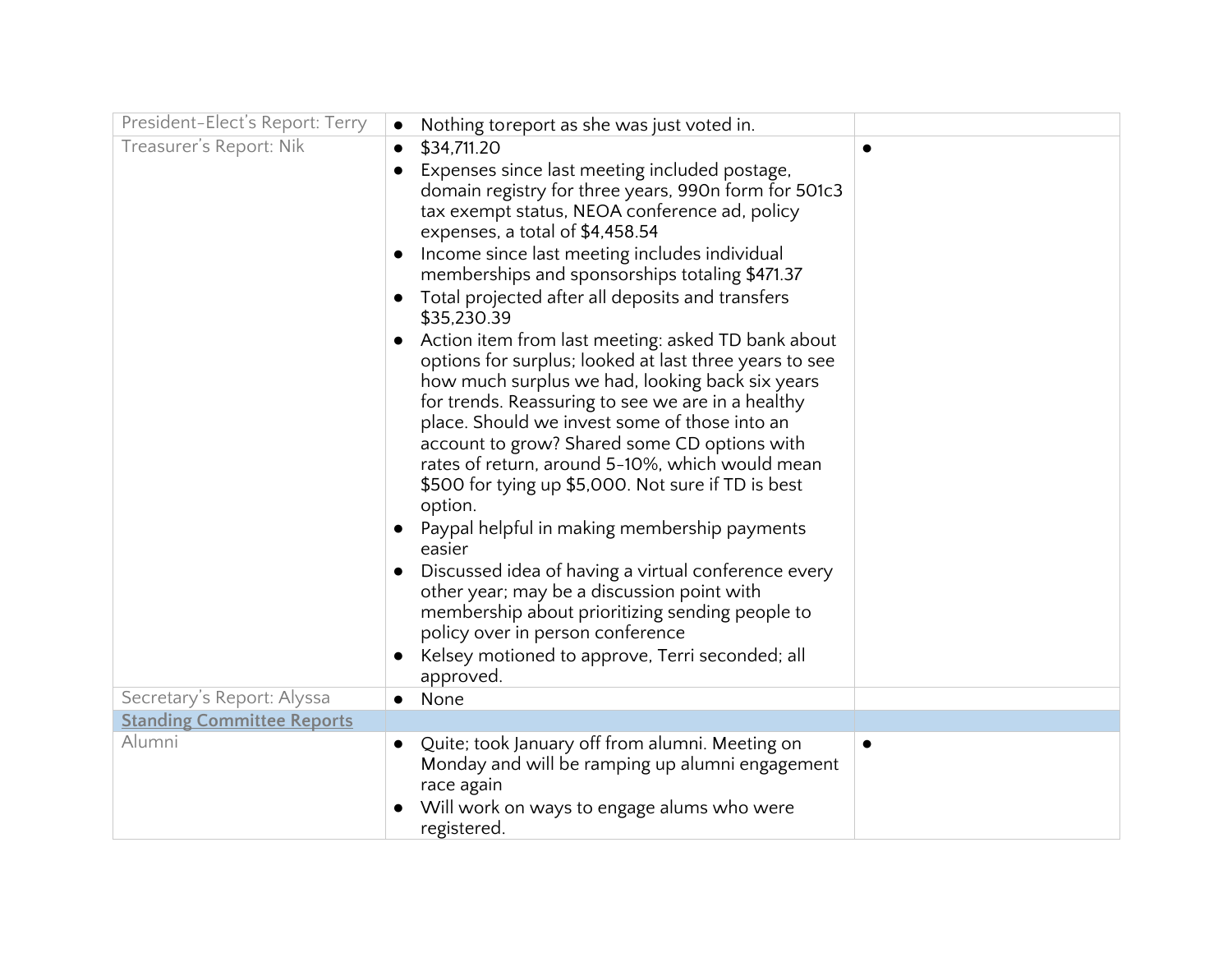| President-Elect's Report: Terry | • Nothing toreport as she was just voted in. | |
|---|---|---|
| Treasurer's Report: Nik | • $34,711.20<br>• Expenses since last meeting included postage, domain registry for three years, 990n form for 501c3 tax exempt status, NEOA conference ad, policy expenses, a total of $4,458.54<br>• Income since last meeting includes individual memberships and sponsorships totaling $471.37<br>• Total projected after all deposits and transfers $35,230.39<br>• Action item from last meeting: asked TD bank about options for surplus; looked at last three years to see how much surplus we had, looking back six years for trends. Reassuring to see we are in a healthy place. Should we invest some of those into an account to grow? Shared some CD options with rates of return, around 5-10%, which would mean $500 for tying up $5,000. Not sure if TD is best option.<br>• Paypal helpful in making membership payments easier<br>• Discussed idea of having a virtual conference every other year; may be a discussion point with membership about prioritizing sending people to policy over in person conference<br>• Kelsey motioned to approve, Terri seconded; all approved. | • |
| Secretary's Report: Alyssa | • None | |
| **Standing Committee Reports** | | |
| Alumni | • Quite; took January off from alumni. Meeting on Monday and will be ramping up alumni engagement race again<br>• Will work on ways to engage alums who were registered. | • |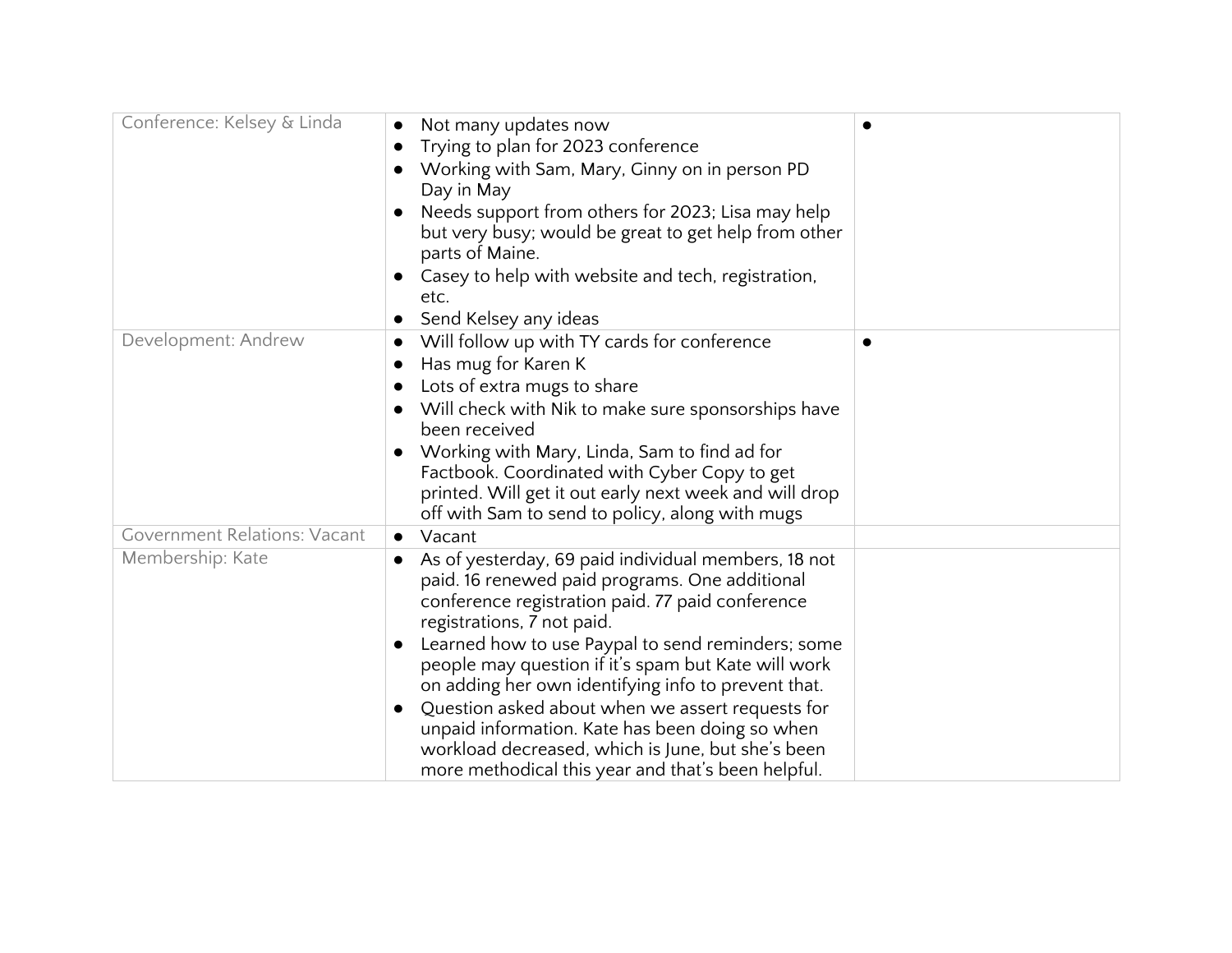| Conference: Kelsey & Linda | • Not many updates now<br>• Trying to plan for 2023 conference<br>• Working with Sam, Mary, Ginny on in person PD Day in May<br>• Needs support from others for 2023; Lisa may help but very busy; would be great to get help from other parts of Maine.<br>• Casey to help with website and tech, registration, etc.<br>• Send Kelsey any ideas | • |
|---|---|---|
| Development: Andrew | • Will follow up with TY cards for conference<br>• Has mug for Karen K<br>• Lots of extra mugs to share<br>• Will check with Nik to make sure sponsorships have been received<br>• Working with Mary, Linda, Sam to find ad for Factbook. Coordinated with Cyber Copy to get printed. Will get it out early next week and will drop off with Sam to send to policy, along with mugs | • |
| Government Relations: Vacant | • Vacant | |
| Membership: Kate | • As of yesterday, 69 paid individual members, 18 not paid. 16 renewed paid programs. One additional conference registration paid. 77 paid conference registrations, 7 not paid.<br>• Learned how to use Paypal to send reminders; some people may question if it's spam but Kate will work on adding her own identifying info to prevent that.<br>• Question asked about when we assert requests for unpaid information. Kate has been doing so when workload decreased, which is June, but she's been more methodical this year and that's been helpful. | |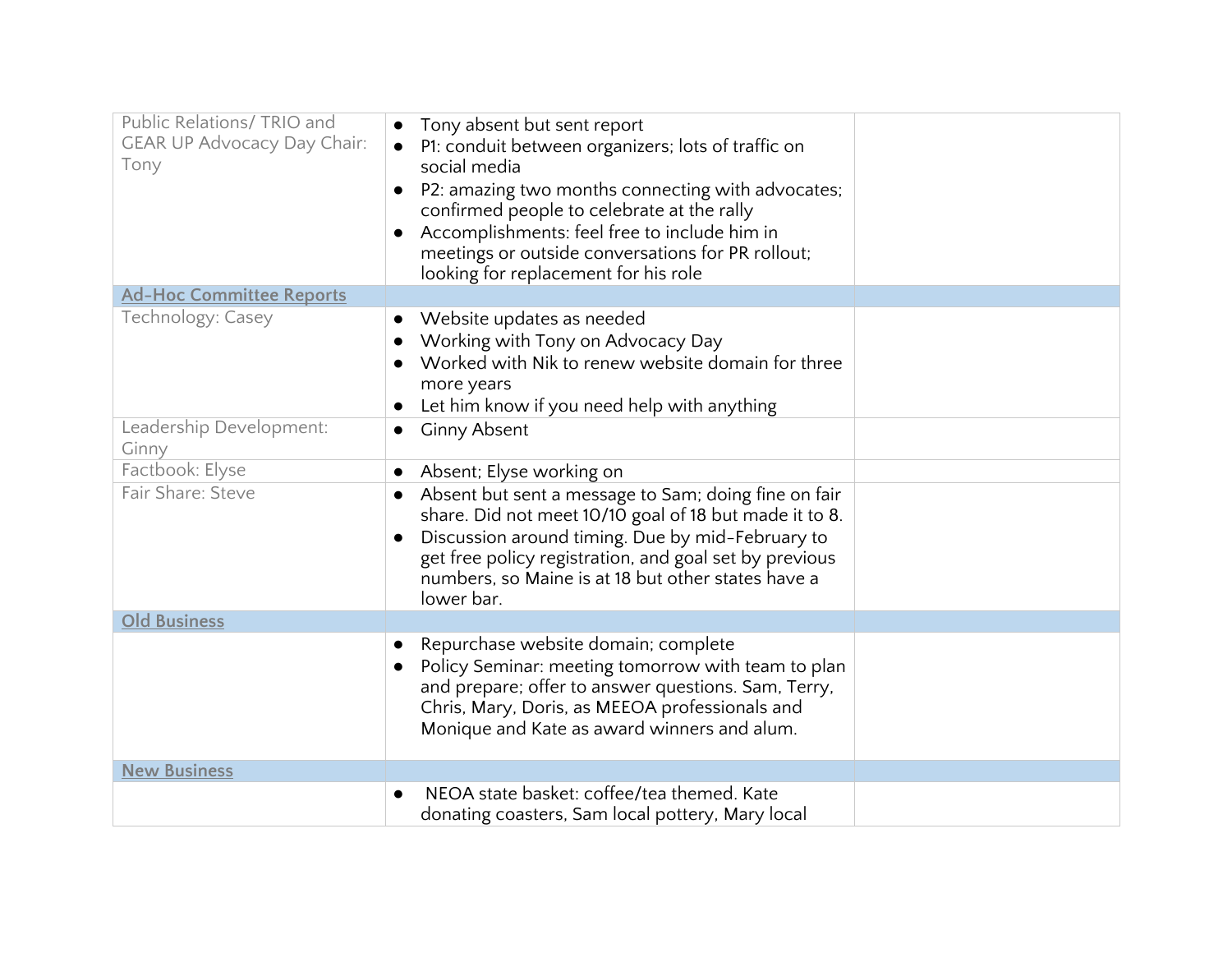| Public Relations/ TRIO and GEAR UP Advocacy Day Chair: Tony | • Tony absent but sent report<br>• P1: conduit between organizers; lots of traffic on social media<br>• P2: amazing two months connecting with advocates; confirmed people to celebrate at the rally<br>• Accomplishments: feel free to include him in meetings or outside conversations for PR rollout; looking for replacement for his role | |
|---|---|---|
| **Ad-Hoc Committee Reports** | | |
| Technology: Casey | • Website updates as needed<br>• Working with Tony on Advocacy Day<br>• Worked with Nik to renew website domain for three more years<br>• Let him know if you need help with anything | |
| Leadership Development: Ginny | • Ginny Absent | |
| Factbook: Elyse | • Absent; Elyse working on | |
| Fair Share: Steve | • Absent but sent a message to Sam; doing fine on fair share. Did not meet 10/10 goal of 18 but made it to 8.<br>• Discussion around timing. Due by mid-February to get free policy registration, and goal set by previous numbers, so Maine is at 18 but other states have a lower bar. | |
| **Old Business** | | |
| | • Repurchase website domain; complete<br>• Policy Seminar: meeting tomorrow with team to plan and prepare; offer to answer questions. Sam, Terry, Chris, Mary, Doris, as MEEOA professionals and Monique and Kate as award winners and alum. | |
| **New Business** | | |
| | • NEOA state basket: coffee/tea themed. Kate donating coasters, Sam local pottery, Mary local | |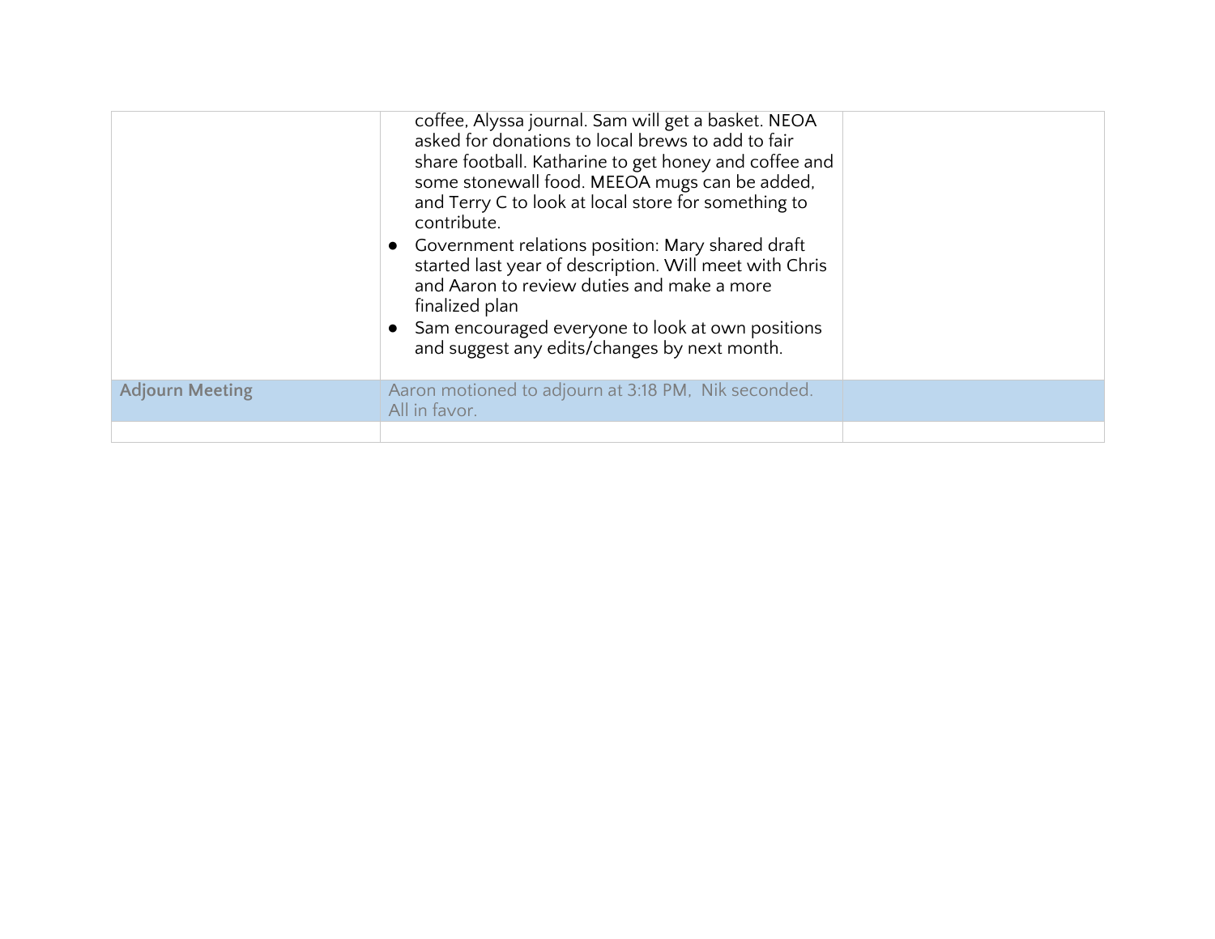| | | |
|---|---|---|
| | coffee, Alyssa journal. Sam will get a basket. NEOA asked for donations to local brews to add to fair share football. Katharine to get honey and coffee and some stonewall food. MEEOA mugs can be added, and Terry C to look at local store for something to contribute.<br>● Government relations position: Mary shared draft started last year of description. Will meet with Chris and Aaron to review duties and make a more finalized plan<br>● Sam encouraged everyone to look at own positions and suggest any edits/changes by next month. | |
| **Adjourn Meeting** | Aaron motioned to adjourn at 3:18 PM, Nik seconded. All in favor. | |
| | | |